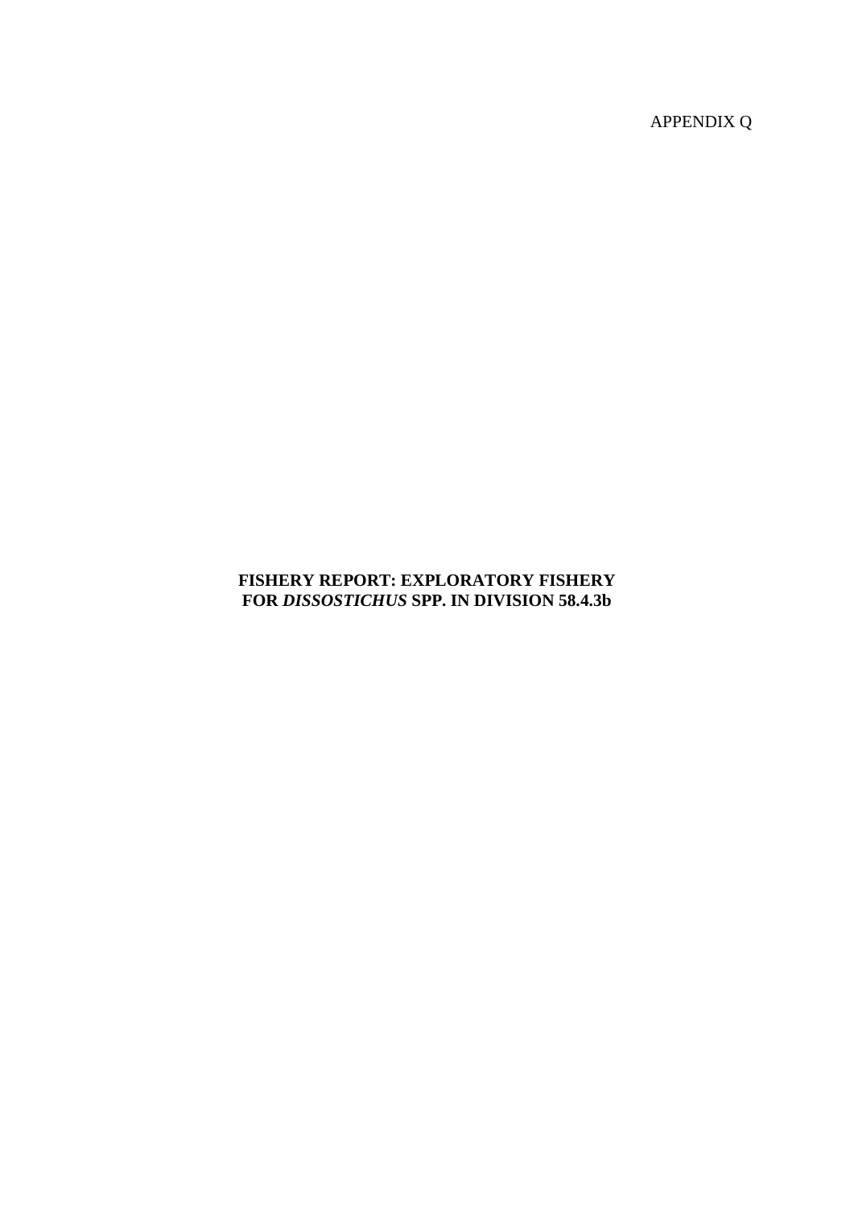APPENDIX Q

# FISHERY REPORT: EXPLORATORY FISHERY FOR *DISSOSTICHUS* SPP. IN DIVISION 58.4.3b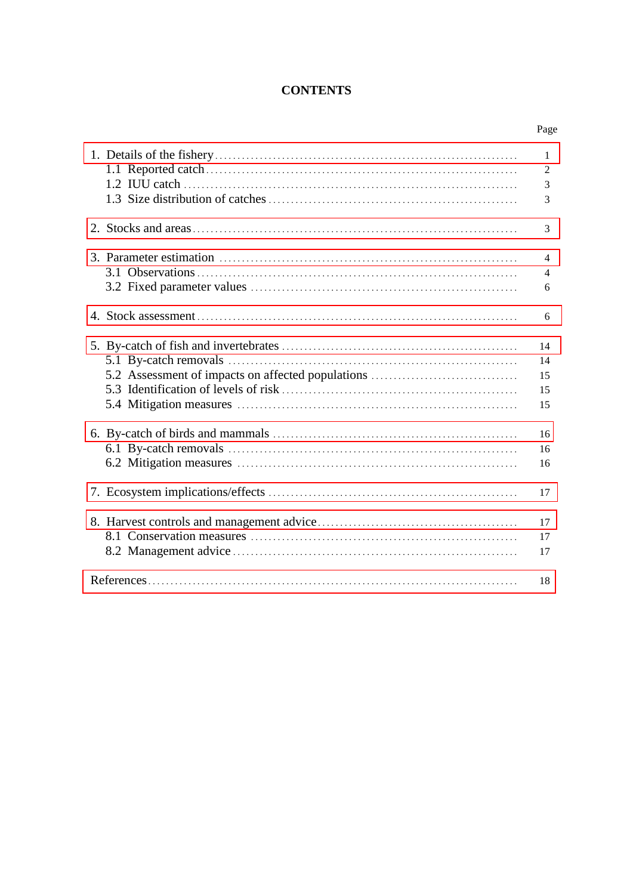# CONTENTS

| | Page |
|---|---|
| 1. Details of the fishery | 1 |
| 1.1 Reported catch | 2 |
| 1.2 IUU catch | 3 |
| 1.3 Size distribution of catches | 3 |
| 2. Stocks and areas | 3 |
| 3. Parameter estimation | 4 |
| 3.1 Observations | 4 |
| 3.2 Fixed parameter values | 6 |
| 4. Stock assessment | 6 |
| 5. By-catch of fish and invertebrates | 14 |
| 5.1 By-catch removals | 14 |
| 5.2 Assessment of impacts on affected populations | 15 |
| 5.3 Identification of levels of risk | 15 |
| 5.4 Mitigation measures | 15 |
| 6. By-catch of birds and mammals | 16 |
| 6.1 By-catch removals | 16 |
| 6.2 Mitigation measures | 16 |
| 7. Ecosystem implications/effects | 17 |
| 8. Harvest controls and management advice | 17 |
| 8.1 Conservation measures | 17 |
| 8.2 Management advice | 17 |
| References | 18 |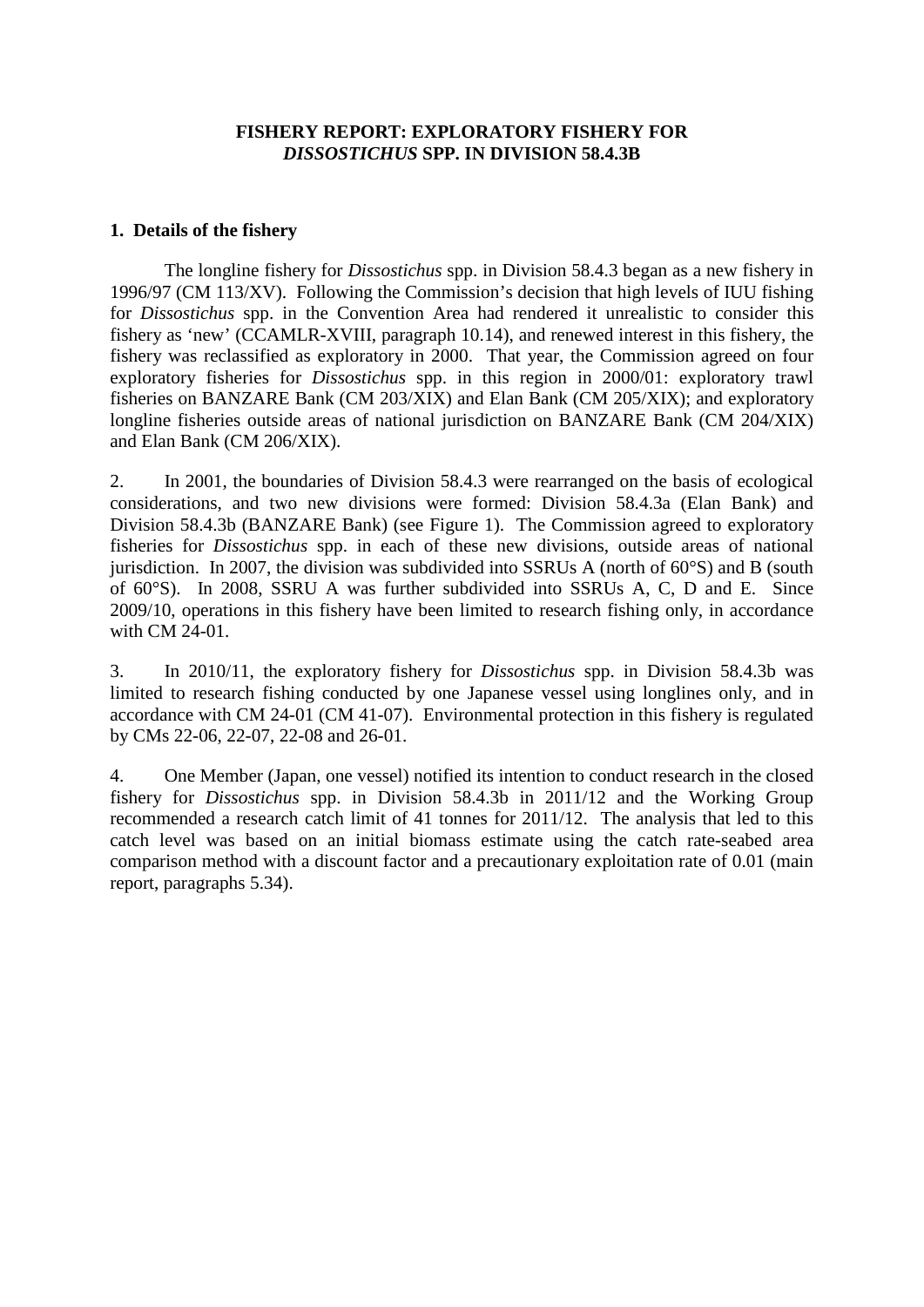# FISHERY REPORT: EXPLORATORY FISHERY FOR *DISSOSTICHUS* SPP. IN DIVISION 58.4.3B

## 1. Details of the fishery

The longline fishery for *Dissostichus* spp. in Division 58.4.3 began as a new fishery in 1996/97 (CM 113/XV). Following the Commission's decision that high levels of IUU fishing for *Dissostichus* spp. in the Convention Area had rendered it unrealistic to consider this fishery as 'new' (CCAMLR-XVIII, paragraph 10.14), and renewed interest in this fishery, the fishery was reclassified as exploratory in 2000. That year, the Commission agreed on four exploratory fisheries for *Dissostichus* spp. in this region in 2000/01: exploratory trawl fisheries on BANZARE Bank (CM 203/XIX) and Elan Bank (CM 205/XIX); and exploratory longline fisheries outside areas of national jurisdiction on BANZARE Bank (CM 204/XIX) and Elan Bank (CM 206/XIX).

2. In 2001, the boundaries of Division 58.4.3 were rearranged on the basis of ecological considerations, and two new divisions were formed: Division 58.4.3a (Elan Bank) and Division 58.4.3b (BANZARE Bank) (see Figure 1). The Commission agreed to exploratory fisheries for *Dissostichus* spp. in each of these new divisions, outside areas of national jurisdiction. In 2007, the division was subdivided into SSRUs A (north of 60°S) and B (south of 60°S). In 2008, SSRU A was further subdivided into SSRUs A, C, D and E. Since 2009/10, operations in this fishery have been limited to research fishing only, in accordance with CM 24-01.

3. In 2010/11, the exploratory fishery for *Dissostichus* spp. in Division 58.4.3b was limited to research fishing conducted by one Japanese vessel using longlines only, and in accordance with CM 24-01 (CM 41-07). Environmental protection in this fishery is regulated by CMs 22-06, 22-07, 22-08 and 26-01.

4. One Member (Japan, one vessel) notified its intention to conduct research in the closed fishery for *Dissostichus* spp. in Division 58.4.3b in 2011/12 and the Working Group recommended a research catch limit of 41 tonnes for 2011/12. The analysis that led to this catch level was based on an initial biomass estimate using the catch rate-seabed area comparison method with a discount factor and a precautionary exploitation rate of 0.01 (main report, paragraphs 5.34).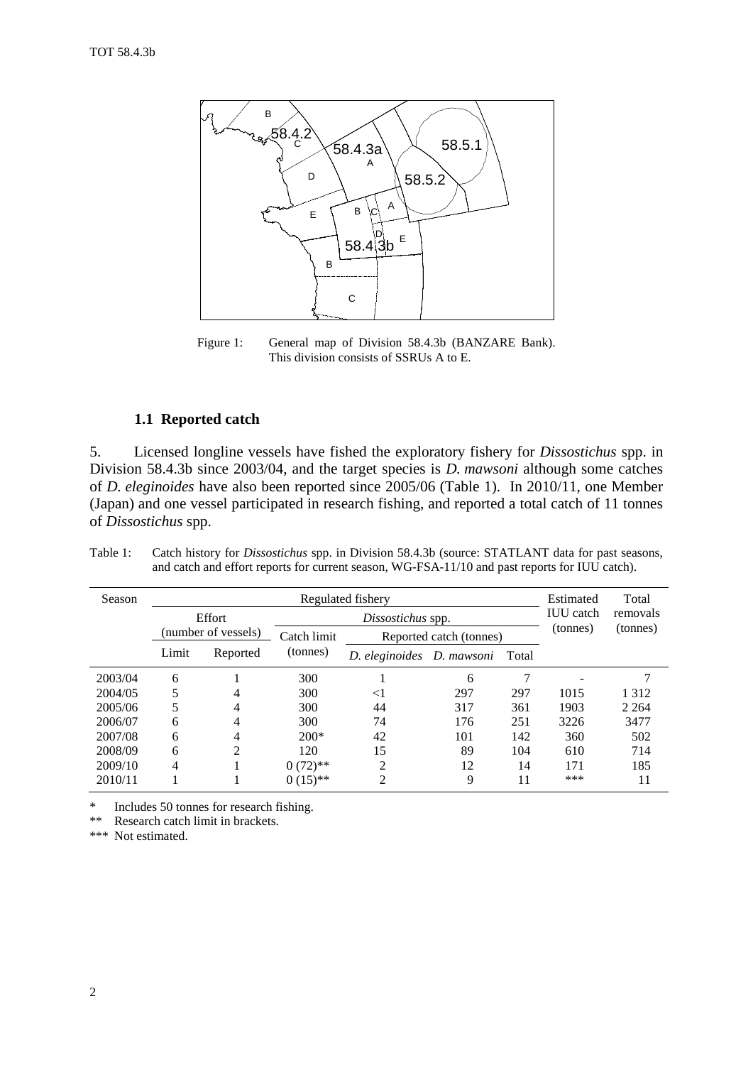Figure 1: General map of Division 58.4.3b (BANZARE Bank). This division consists of SSRUs A to E.

### 1.1 Reported catch

5. Licensed longline vessels have fished the exploratory fishery for *Dissostichus* spp. in Division 58.4.3b since 2003/04, and the target species is *D. mawsoni* although some catches of *D. eleginoides* have also been reported since 2005/06 (Table 1). In 2010/11, one Member (Japan) and one vessel participated in research fishing, and reported a total catch of 11 tonnes of *Dissostichus* spp.

Table 1: Catch history for *Dissostichus* spp. in Division 58.4.3b (source: STATLANT data for past seasons, and catch and effort reports for current season, WG-FSA-11/10 and past reports for IUU catch).

| Season | Regulated fishery | | | | | | Estimated IUU catch (tonnes) | Total removals (tonnes) |
|---|---|---|---|---|---|---|---|---|
| | Effort (number of vessels) | | *Dissostichus* spp. | | | | | |
| | | | Catch limit (tonnes) | Reported catch (tonnes) | | | | |
| | Limit | Reported | | *D. eleginoides* | *D. mawsoni* | Total | | |
| 2003/04 | 6 | 1 | 300 | 1 | 6 | 7 | - | 7 |
| 2004/05 | 5 | 4 | 300 | <1 | 297 | 297 | 1015 | 1 312 |
| 2005/06 | 5 | 4 | 300 | 44 | 317 | 361 | 1903 | 2 264 |
| 2006/07 | 6 | 4 | 300 | 74 | 176 | 251 | 3226 | 3477 |
| 2007/08 | 6 | 4 | 200* | 42 | 101 | 142 | 360 | 502 |
| 2008/09 | 6 | 2 | 120 | 15 | 89 | 104 | 610 | 714 |
| 2009/10 | 4 | 1 | 0 (72)** | 2 | 12 | 14 | 171 | 185 |
| 2010/11 | 1 | 1 | 0 (15)** | 2 | 9 | 11 | *** | 11 |

\* Includes 50 tonnes for research fishing.
** Research catch limit in brackets.
*** Not estimated.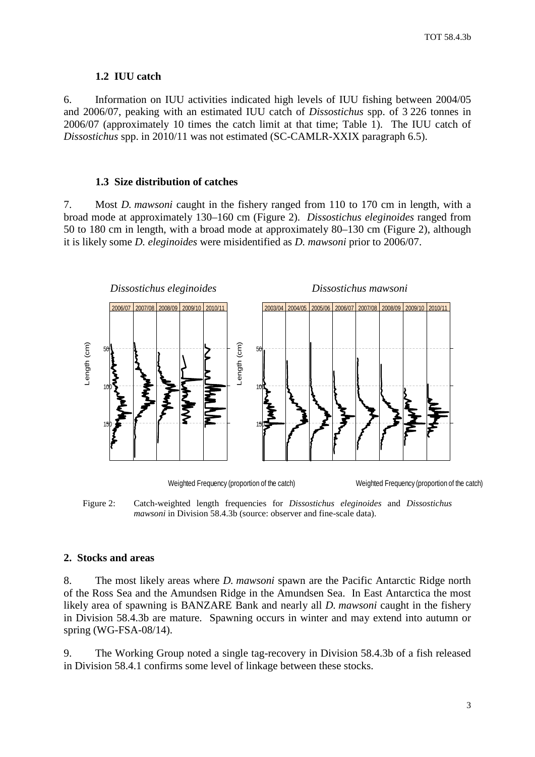### 1.2 IUU catch

6. Information on IUU activities indicated high levels of IUU fishing between 2004/05 and 2006/07, peaking with an estimated IUU catch of *Dissostichus* spp. of 3 226 tonnes in 2006/07 (approximately 10 times the catch limit at that time; Table 1). The IUU catch of *Dissostichus* spp. in 2010/11 was not estimated (SC-CAMLR-XXIX paragraph 6.5).

### 1.3 Size distribution of catches

7. Most *D. mawsoni* caught in the fishery ranged from 110 to 170 cm in length, with a broad mode at approximately 130–160 cm (Figure 2). *Dissostichus eleginoides* ranged from 50 to 180 cm in length, with a broad mode at approximately 80–130 cm (Figure 2), although it is likely some *D. eleginoides* were misidentified as *D. mawsoni* prior to 2006/07.

Figure 2: Catch-weighted length frequencies for *Dissostichus eleginoides* and *Dissostichus mawsoni* in Division 58.4.3b (source: observer and fine-scale data).

## 2. Stocks and areas

8. The most likely areas where *D. mawsoni* spawn are the Pacific Antarctic Ridge north of the Ross Sea and the Amundsen Ridge in the Amundsen Sea. In East Antarctica the most likely area of spawning is BANZARE Bank and nearly all *D. mawsoni* caught in the fishery in Division 58.4.3b are mature. Spawning occurs in winter and may extend into autumn or spring (WG-FSA-08/14).

9. The Working Group noted a single tag-recovery in Division 58.4.3b of a fish released in Division 58.4.1 confirms some level of linkage between these stocks.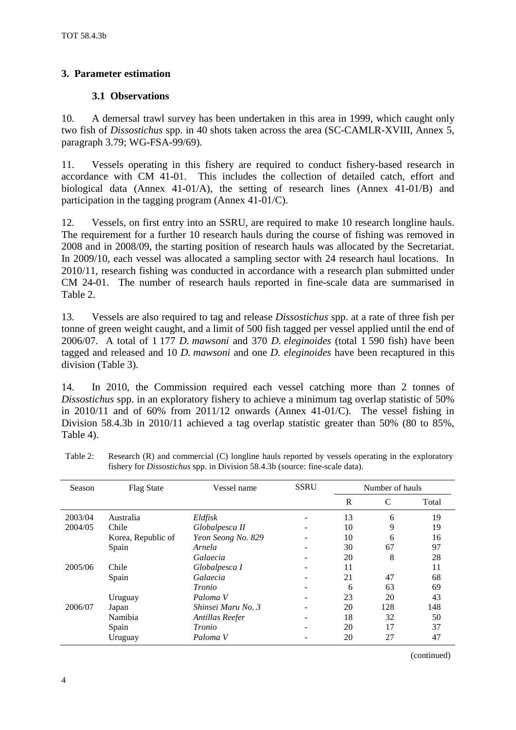## 3. Parameter estimation

### 3.1 Observations

10. A demersal trawl survey has been undertaken in this area in 1999, which caught only two fish of *Dissostichus* spp. in 40 shots taken across the area (SC-CAMLR-XVIII, Annex 5, paragraph 3.79; WG-FSA-99/69).

11. Vessels operating in this fishery are required to conduct fishery-based research in accordance with CM 41-01. This includes the collection of detailed catch, effort and biological data (Annex 41-01/A), the setting of research lines (Annex 41-01/B) and participation in the tagging program (Annex 41-01/C).

12. Vessels, on first entry into an SSRU, are required to make 10 research longline hauls. The requirement for a further 10 research hauls during the course of fishing was removed in 2008 and in 2008/09, the starting position of research hauls was allocated by the Secretariat. In 2009/10, each vessel was allocated a sampling sector with 24 research haul locations. In 2010/11, research fishing was conducted in accordance with a research plan submitted under CM 24-01. The number of research hauls reported in fine-scale data are summarised in Table 2.

13. Vessels are also required to tag and release *Dissostichus* spp. at a rate of three fish per tonne of green weight caught, and a limit of 500 fish tagged per vessel applied until the end of 2006/07. A total of 1 177 *D. mawsoni* and 370 *D. eleginoides* (total 1 590 fish) have been tagged and released and 10 *D. mawsoni* and one *D. eleginoides* have been recaptured in this division (Table 3).

14. In 2010, the Commission required each vessel catching more than 2 tonnes of *Dissostichus* spp. in an exploratory fishery to achieve a minimum tag overlap statistic of 50% in 2010/11 and of 60% from 2011/12 onwards (Annex 41-01/C). The vessel fishing in Division 58.4.3b in 2010/11 achieved a tag overlap statistic greater than 50% (80 to 85%, Table 4).

Table 2: Research (R) and commercial (C) longline hauls reported by vessels operating in the exploratory fishery for *Dissostichus* spp. in Division 58.4.3b (source: fine-scale data).

| Season | Flag State | Vessel name | SSRU | Number of hauls | | |
|---|---|---|---|---|---|---|
| | | | | R | C | Total |
| 2003/04 | Australia | *Eldfisk* | - | 13 | 6 | 19 |
| 2004/05 | Chile | *Globalpesca II* | - | 10 | 9 | 19 |
| | Korea, Republic of | *Yeon Seong No. 829* | - | 10 | 6 | 16 |
| | Spain | *Arnela* | - | 30 | 67 | 97 |
| | | *Galaecia* | - | 20 | 8 | 28 |
| 2005/06 | Chile | *Globalpesca I* | - | 11 | | 11 |
| | Spain | *Galaecia* | - | 21 | 47 | 68 |
| | | *Tronio* | - | 6 | 63 | 69 |
| | Uruguay | *Paloma V* | - | 23 | 20 | 43 |
| 2006/07 | Japan | *Shinsei Maru No. 3* | - | 20 | 128 | 148 |
| | Namibia | *Antillas Reefer* | - | 18 | 32 | 50 |
| | Spain | *Tronio* | - | 20 | 17 | 37 |
| | Uruguay | *Paloma V* | - | 20 | 27 | 47 |

(continued)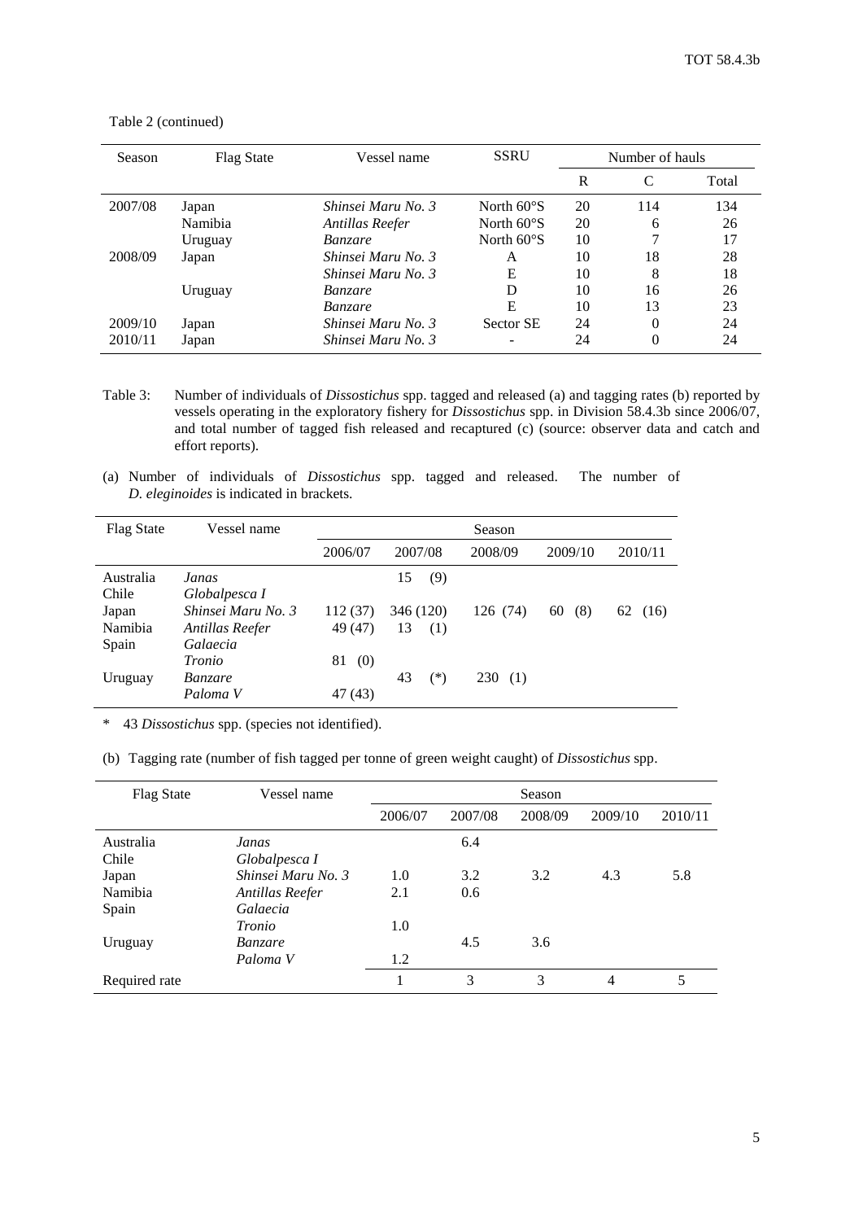Table 2 (continued)

| Season | Flag State | Vessel name | SSRU | Number of hauls | | |
|---|---|---|---|---|---|---|
| | | | | R | C | Total |
| 2007/08 | Japan | *Shinsei Maru No. 3* | North 60°S | 20 | 114 | 134 |
| | Namibia | *Antillas Reefer* | North 60°S | 20 | 6 | 26 |
| | Uruguay | *Banzare* | North 60°S | 10 | 7 | 17 |
| 2008/09 | Japan | *Shinsei Maru No. 3* | A | 10 | 18 | 28 |
| | | *Shinsei Maru No. 3* | E | 10 | 8 | 18 |
| | Uruguay | *Banzare* | D | 10 | 16 | 26 |
| | | *Banzare* | E | 10 | 13 | 23 |
| 2009/10 | Japan | *Shinsei Maru No. 3* | Sector SE | 24 | 0 | 24 |
| 2010/11 | Japan | *Shinsei Maru No. 3* | - | 24 | 0 | 24 |

Table 3: Number of individuals of *Dissostichus* spp. tagged and released (a) and tagging rates (b) reported by vessels operating in the exploratory fishery for *Dissostichus* spp. in Division 58.4.3b since 2006/07, and total number of tagged fish released and recaptured (c) (source: observer data and catch and effort reports).

(a) Number of individuals of *Dissostichus* spp. tagged and released. The number of *D. eleginoides* is indicated in brackets.

| Flag State | Vessel name | Season | | | | |
|---|---|---|---|---|---|---|
| | | 2006/07 | 2007/08 | 2008/09 | 2009/10 | 2010/11 |
| Australia | *Janas* | | 15 (9) | | | |
| Chile | *Globalpesca I* | | | | | |
| Japan | *Shinsei Maru No. 3* | 112 (37) | 346 (120) | 126 (74) | 60 (8) | 62 (16) |
| Namibia | *Antillas Reefer* | 49 (47) | 13 (1) | | | |
| Spain | *Galaecia* | | | | | |
| | *Tronio* | 81 (0) | | | | |
| Uruguay | *Banzare* | | 43 (*) | 230 (1) | | |
| | *Paloma V* | 47 (43) | | | | |

\* 43 *Dissostichus* spp. (species not identified).

(b) Tagging rate (number of fish tagged per tonne of green weight caught) of *Dissostichus* spp.

| Flag State | Vessel name | Season | | | | |
|---|---|---|---|---|---|---|
| | | 2006/07 | 2007/08 | 2008/09 | 2009/10 | 2010/11 |
| Australia | *Janas* | | 6.4 | | | |
| Chile | *Globalpesca I* | | | | | |
| Japan | *Shinsei Maru No. 3* | 1.0 | 3.2 | 3.2 | 4.3 | 5.8 |
| Namibia | *Antillas Reefer* | 2.1 | 0.6 | | | |
| Spain | *Galaecia* | | | | | |
| | *Tronio* | 1.0 | | | | |
| Uruguay | *Banzare* | | 4.5 | 3.6 | | |
| | *Paloma V* | 1.2 | | | | |
| Required rate | | 1 | 3 | 3 | 4 | 5 |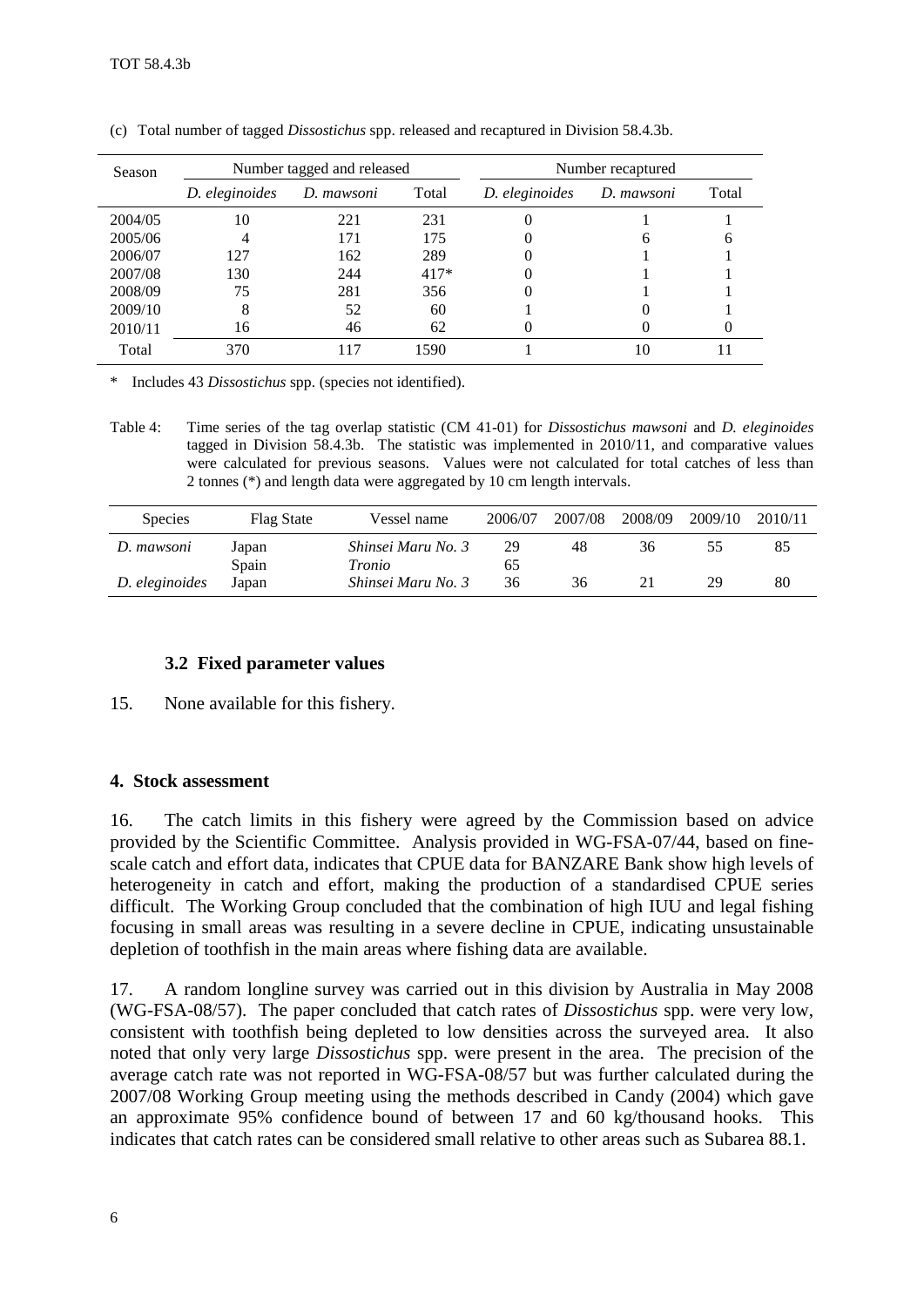(c) Total number of tagged *Dissostichus* spp. released and recaptured in Division 58.4.3b.

| Season | Number tagged and released | | | Number recaptured | | |
|---|---|---|---|---|---|---|
| | *D. eleginoides* | *D. mawsoni* | Total | *D. eleginoides* | *D. mawsoni* | Total |
| 2004/05 | 10 | 221 | 231 | 0 | 1 | 1 |
| 2005/06 | 4 | 171 | 175 | 0 | 6 | 6 |
| 2006/07 | 127 | 162 | 289 | 0 | 1 | 1 |
| 2007/08 | 130 | 244 | 417* | 0 | 1 | 1 |
| 2008/09 | 75 | 281 | 356 | 0 | 1 | 1 |
| 2009/10 | 8 | 52 | 60 | 1 | 0 | 1 |
| 2010/11 | 16 | 46 | 62 | 0 | 0 | 0 |
| Total | 370 | 117 | 1590 | 1 | 10 | 11 |

\* Includes 43 *Dissostichus* spp. (species not identified).

Table 4: Time series of the tag overlap statistic (CM 41-01) for *Dissostichus mawsoni* and *D. eleginoides* tagged in Division 58.4.3b. The statistic was implemented in 2010/11, and comparative values were calculated for previous seasons. Values were not calculated for total catches of less than 2 tonnes (*) and length data were aggregated by 10 cm length intervals.

| Species | Flag State | Vessel name | 2006/07 | 2007/08 | 2008/09 | 2009/10 | 2010/11 |
|---|---|---|---|---|---|---|---|
| *D. mawsoni* | Japan | *Shinsei Maru No. 3* | 29 | 48 | 36 | 55 | 85 |
| | Spain | *Tronio* | 65 | | | | |
| *D. eleginoides* | Japan | *Shinsei Maru No. 3* | 36 | 36 | 21 | 29 | 80 |

### 3.2 Fixed parameter values

15. None available for this fishery.

## 4. Stock assessment

16. The catch limits in this fishery were agreed by the Commission based on advice provided by the Scientific Committee. Analysis provided in WG-FSA-07/44, based on fine-scale catch and effort data, indicates that CPUE data for BANZARE Bank show high levels of heterogeneity in catch and effort, making the production of a standardised CPUE series difficult. The Working Group concluded that the combination of high IUU and legal fishing focusing in small areas was resulting in a severe decline in CPUE, indicating unsustainable depletion of toothfish in the main areas where fishing data are available.

17. A random longline survey was carried out in this division by Australia in May 2008 (WG-FSA-08/57). The paper concluded that catch rates of *Dissostichus* spp. were very low, consistent with toothfish being depleted to low densities across the surveyed area. It also noted that only very large *Dissostichus* spp. were present in the area. The precision of the average catch rate was not reported in WG-FSA-08/57 but was further calculated during the 2007/08 Working Group meeting using the methods described in Candy (2004) which gave an approximate 95% confidence bound of between 17 and 60 kg/thousand hooks. This indicates that catch rates can be considered small relative to other areas such as Subarea 88.1.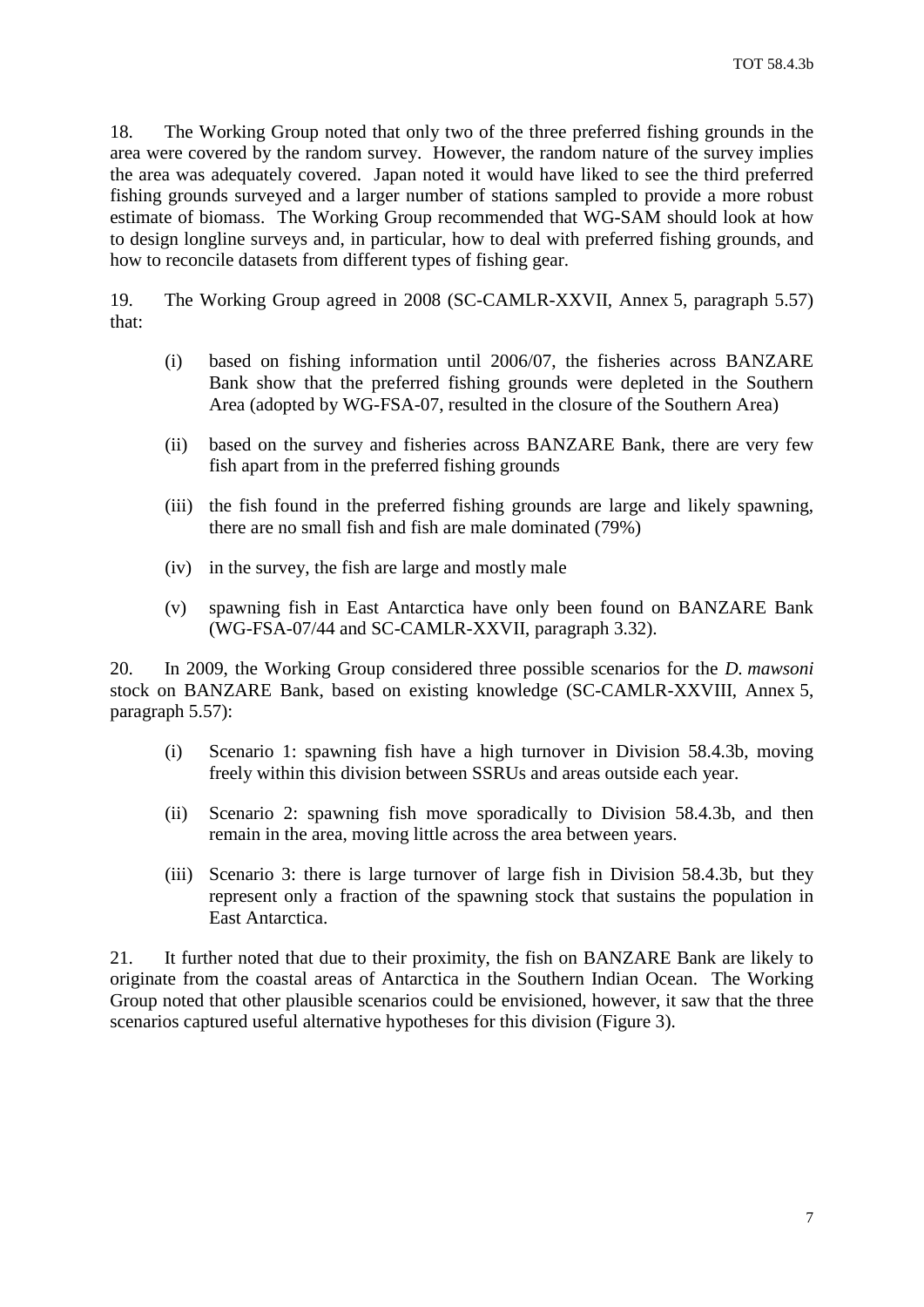18. The Working Group noted that only two of the three preferred fishing grounds in the area were covered by the random survey. However, the random nature of the survey implies the area was adequately covered. Japan noted it would have liked to see the third preferred fishing grounds surveyed and a larger number of stations sampled to provide a more robust estimate of biomass. The Working Group recommended that WG-SAM should look at how to design longline surveys and, in particular, how to deal with preferred fishing grounds, and how to reconcile datasets from different types of fishing gear.

19. The Working Group agreed in 2008 (SC-CAMLR-XXVII, Annex 5, paragraph 5.57) that:

- (i) based on fishing information until 2006/07, the fisheries across BANZARE Bank show that the preferred fishing grounds were depleted in the Southern Area (adopted by WG-FSA-07, resulted in the closure of the Southern Area)
- (ii) based on the survey and fisheries across BANZARE Bank, there are very few fish apart from in the preferred fishing grounds
- (iii) the fish found in the preferred fishing grounds are large and likely spawning, there are no small fish and fish are male dominated (79%)
- (iv) in the survey, the fish are large and mostly male
- (v) spawning fish in East Antarctica have only been found on BANZARE Bank (WG-FSA-07/44 and SC-CAMLR-XXVII, paragraph 3.32).

20. In 2009, the Working Group considered three possible scenarios for the *D. mawsoni* stock on BANZARE Bank, based on existing knowledge (SC-CAMLR-XXVIII, Annex 5, paragraph 5.57):

- (i) Scenario 1: spawning fish have a high turnover in Division 58.4.3b, moving freely within this division between SSRUs and areas outside each year.
- (ii) Scenario 2: spawning fish move sporadically to Division 58.4.3b, and then remain in the area, moving little across the area between years.
- (iii) Scenario 3: there is large turnover of large fish in Division 58.4.3b, but they represent only a fraction of the spawning stock that sustains the population in East Antarctica.

21. It further noted that due to their proximity, the fish on BANZARE Bank are likely to originate from the coastal areas of Antarctica in the Southern Indian Ocean. The Working Group noted that other plausible scenarios could be envisioned, however, it saw that the three scenarios captured useful alternative hypotheses for this division (Figure 3).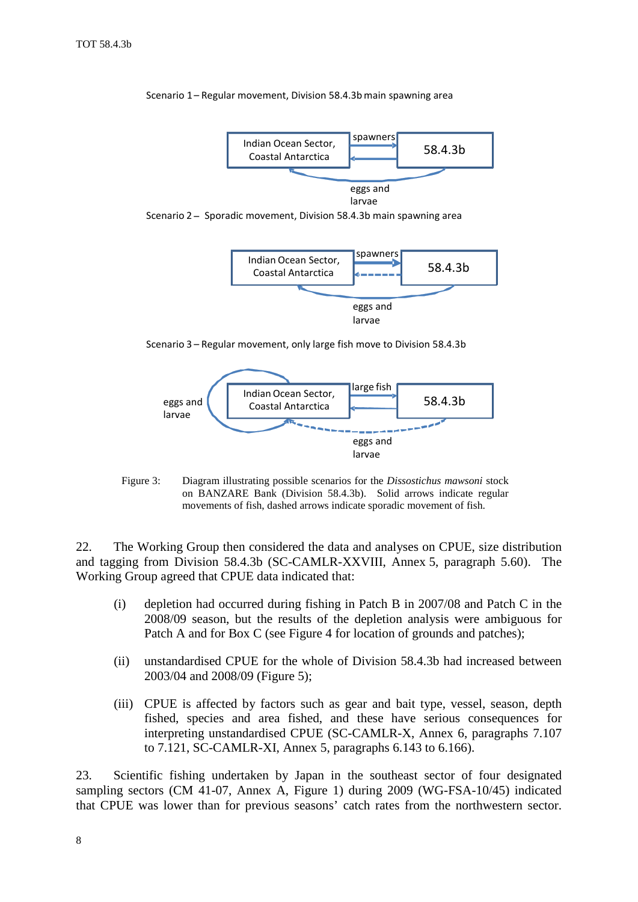Scenario 1 – Regular movement, Division 58.4.3b main spawning area

Indian Ocean Sector, Coastal Antarctica — spawners → 58.4.3b; eggs and larvae

Scenario 2 – Sporadic movement, Division 58.4.3b main spawning area

Indian Ocean Sector, Coastal Antarctica — spawners → 58.4.3b; eggs and larvae

Scenario 3 – Regular movement, only large fish move to Division 58.4.3b

eggs and larvae — Indian Ocean Sector, Coastal Antarctica — large fish → 58.4.3b; eggs and larvae

Figure 3: Diagram illustrating possible scenarios for the *Dissostichus mawsoni* stock on BANZARE Bank (Division 58.4.3b). Solid arrows indicate regular movements of fish, dashed arrows indicate sporadic movement of fish.

22. The Working Group then considered the data and analyses on CPUE, size distribution and tagging from Division 58.4.3b (SC-CAMLR-XXVIII, Annex 5, paragraph 5.60). The Working Group agreed that CPUE data indicated that:

(i) depletion had occurred during fishing in Patch B in 2007/08 and Patch C in the 2008/09 season, but the results of the depletion analysis were ambiguous for Patch A and for Box C (see Figure 4 for location of grounds and patches);

(ii) unstandardised CPUE for the whole of Division 58.4.3b had increased between 2003/04 and 2008/09 (Figure 5);

(iii) CPUE is affected by factors such as gear and bait type, vessel, season, depth fished, species and area fished, and these have serious consequences for interpreting unstandardised CPUE (SC-CAMLR-X, Annex 6, paragraphs 7.107 to 7.121, SC-CAMLR-XI, Annex 5, paragraphs 6.143 to 6.166).

23. Scientific fishing undertaken by Japan in the southeast sector of four designated sampling sectors (CM 41-07, Annex A, Figure 1) during 2009 (WG-FSA-10/45) indicated that CPUE was lower than for previous seasons' catch rates from the northwestern sector.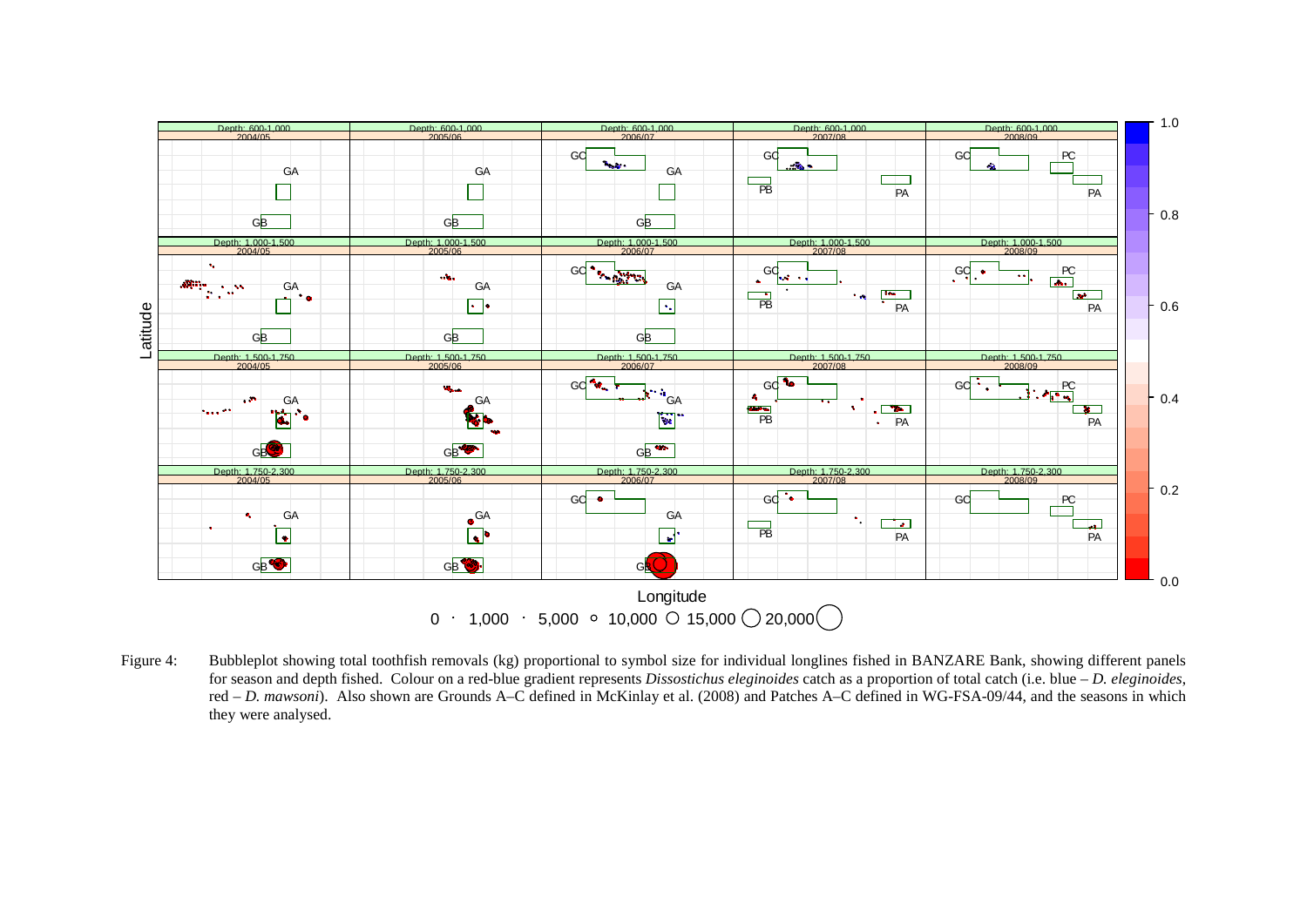Figure 4: Bubbleplot showing total toothfish removals (kg) proportional to symbol size for individual longlines fished in BANZARE Bank, showing different panels for season and depth fished. Colour on a red-blue gradient represents *Dissostichus eleginoides* catch as a proportion of total catch (i.e. blue – *D. eleginoides*, red – *D. mawsoni*). Also shown are Grounds A–C defined in McKinlay et al. (2008) and Patches A–C defined in WG-FSA-09/44, and the seasons in which they were analysed.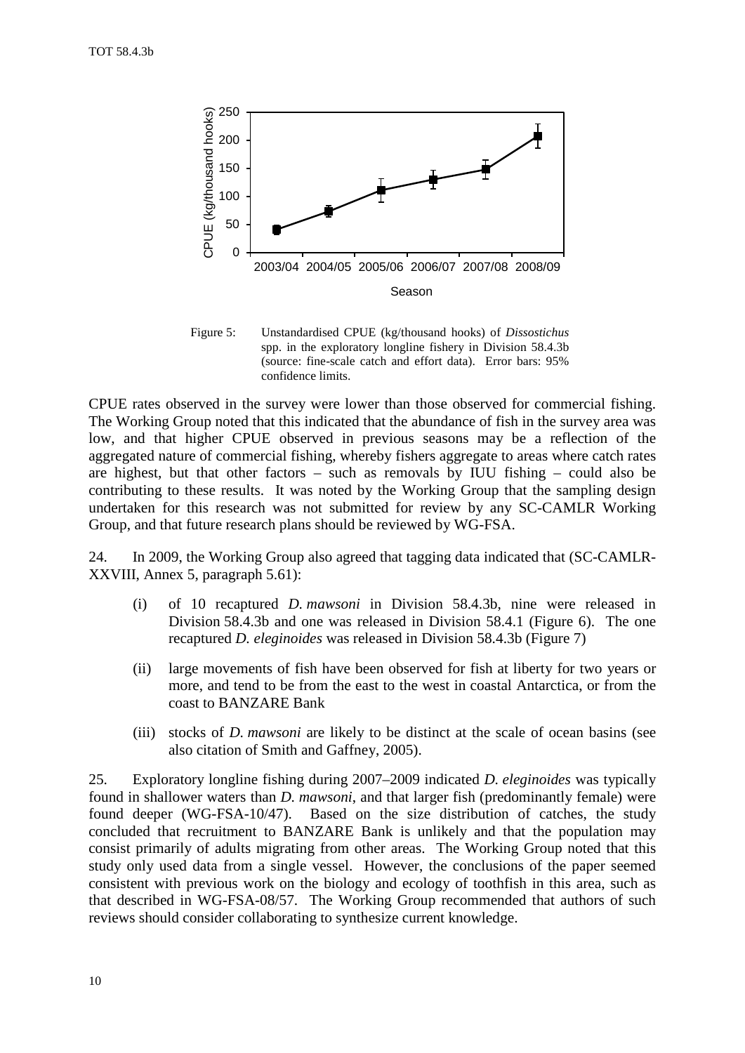Figure 5: Unstandardised CPUE (kg/thousand hooks) of *Dissostichus* spp. in the exploratory longline fishery in Division 58.4.3b (source: fine-scale catch and effort data). Error bars: 95% confidence limits.

CPUE rates observed in the survey were lower than those observed for commercial fishing. The Working Group noted that this indicated that the abundance of fish in the survey area was low, and that higher CPUE observed in previous seasons may be a reflection of the aggregated nature of commercial fishing, whereby fishers aggregate to areas where catch rates are highest, but that other factors – such as removals by IUU fishing – could also be contributing to these results. It was noted by the Working Group that the sampling design undertaken for this research was not submitted for review by any SC-CAMLR Working Group, and that future research plans should be reviewed by WG-FSA.

24. In 2009, the Working Group also agreed that tagging data indicated that (SC-CAMLR-XXVIII, Annex 5, paragraph 5.61):

- (i) of 10 recaptured *D. mawsoni* in Division 58.4.3b, nine were released in Division 58.4.3b and one was released in Division 58.4.1 (Figure 6). The one recaptured *D. eleginoides* was released in Division 58.4.3b (Figure 7)
- (ii) large movements of fish have been observed for fish at liberty for two years or more, and tend to be from the east to the west in coastal Antarctica, or from the coast to BANZARE Bank
- (iii) stocks of *D. mawsoni* are likely to be distinct at the scale of ocean basins (see also citation of Smith and Gaffney, 2005).

25. Exploratory longline fishing during 2007–2009 indicated *D. eleginoides* was typically found in shallower waters than *D. mawsoni*, and that larger fish (predominantly female) were found deeper (WG-FSA-10/47). Based on the size distribution of catches, the study concluded that recruitment to BANZARE Bank is unlikely and that the population may consist primarily of adults migrating from other areas. The Working Group noted that this study only used data from a single vessel. However, the conclusions of the paper seemed consistent with previous work on the biology and ecology of toothfish in this area, such as that described in WG-FSA-08/57. The Working Group recommended that authors of such reviews should consider collaborating to synthesize current knowledge.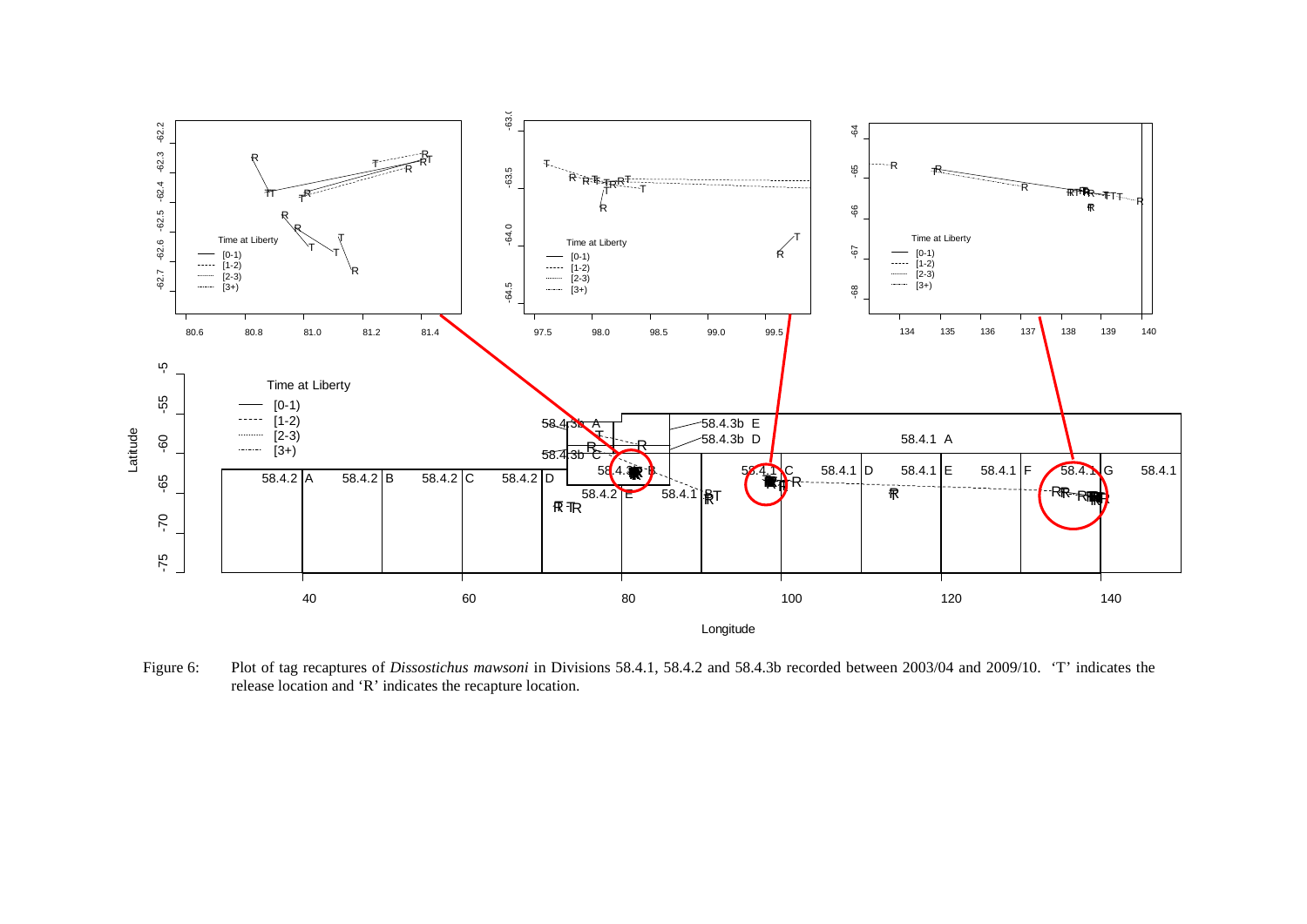Figure 6: Plot of tag recaptures of *Dissostichus mawsoni* in Divisions 58.4.1, 58.4.2 and 58.4.3b recorded between 2003/04 and 2009/10. 'T' indicates the release location and 'R' indicates the recapture location.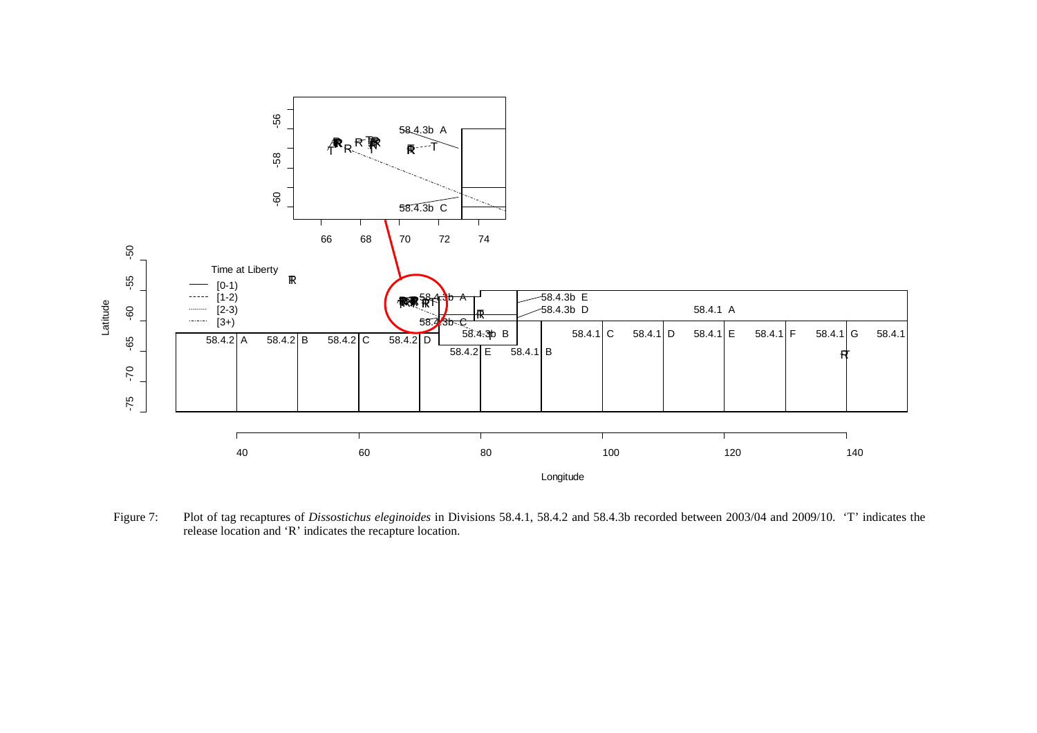Figure 7: Plot of tag recaptures of *Dissostichus eleginoides* in Divisions 58.4.1, 58.4.2 and 58.4.3b recorded between 2003/04 and 2009/10. 'T' indicates the release location and 'R' indicates the recapture location.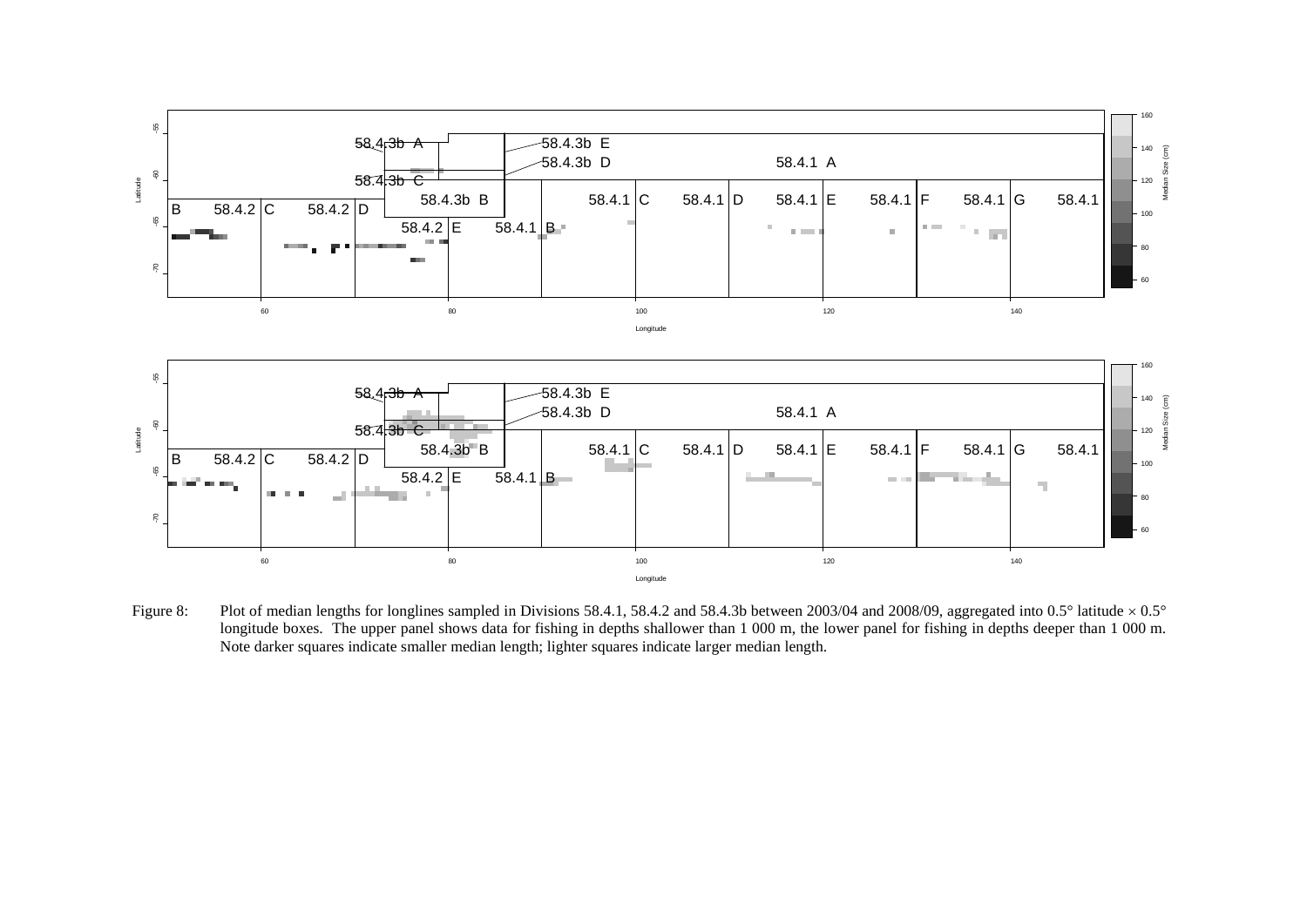Figure 8: Plot of median lengths for longlines sampled in Divisions 58.4.1, 58.4.2 and 58.4.3b between 2003/04 and 2008/09, aggregated into 0.5° latitude × 0.5° longitude boxes. The upper panel shows data for fishing in depths shallower than 1 000 m, the lower panel for fishing in depths deeper than 1 000 m. Note darker squares indicate smaller median length; lighter squares indicate larger median length.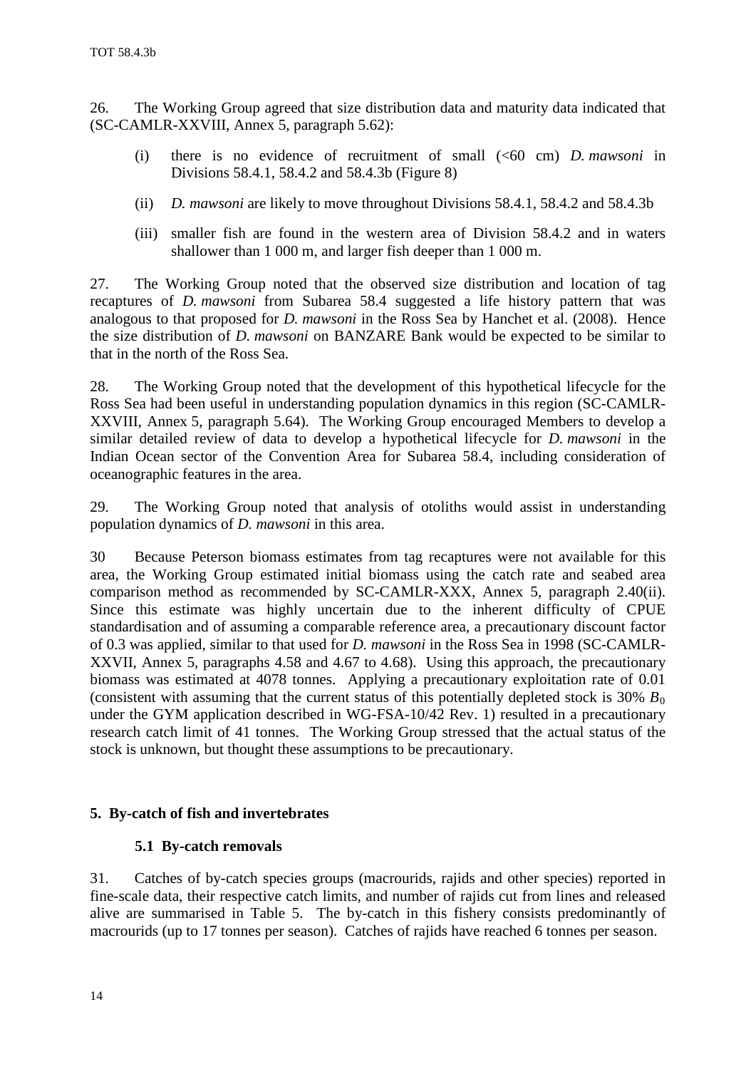26. The Working Group agreed that size distribution data and maturity data indicated that (SC-CAMLR-XXVIII, Annex 5, paragraph 5.62):

- (i) there is no evidence of recruitment of small (<60 cm) *D. mawsoni* in Divisions 58.4.1, 58.4.2 and 58.4.3b (Figure 8)
- (ii) *D. mawsoni* are likely to move throughout Divisions 58.4.1, 58.4.2 and 58.4.3b
- (iii) smaller fish are found in the western area of Division 58.4.2 and in waters shallower than 1 000 m, and larger fish deeper than 1 000 m.

27. The Working Group noted that the observed size distribution and location of tag recaptures of *D. mawsoni* from Subarea 58.4 suggested a life history pattern that was analogous to that proposed for *D. mawsoni* in the Ross Sea by Hanchet et al. (2008). Hence the size distribution of *D. mawsoni* on BANZARE Bank would be expected to be similar to that in the north of the Ross Sea.

28. The Working Group noted that the development of this hypothetical lifecycle for the Ross Sea had been useful in understanding population dynamics in this region (SC-CAMLR-XXVIII, Annex 5, paragraph 5.64). The Working Group encouraged Members to develop a similar detailed review of data to develop a hypothetical lifecycle for *D. mawsoni* in the Indian Ocean sector of the Convention Area for Subarea 58.4, including consideration of oceanographic features in the area.

29. The Working Group noted that analysis of otoliths would assist in understanding population dynamics of *D. mawsoni* in this area.

30 Because Peterson biomass estimates from tag recaptures were not available for this area, the Working Group estimated initial biomass using the catch rate and seabed area comparison method as recommended by SC-CAMLR-XXX, Annex 5, paragraph 2.40(ii). Since this estimate was highly uncertain due to the inherent difficulty of CPUE standardisation and of assuming a comparable reference area, a precautionary discount factor of 0.3 was applied, similar to that used for *D. mawsoni* in the Ross Sea in 1998 (SC-CAMLR-XXVII, Annex 5, paragraphs 4.58 and 4.67 to 4.68). Using this approach, the precautionary biomass was estimated at 4078 tonnes. Applying a precautionary exploitation rate of 0.01 (consistent with assuming that the current status of this potentially depleted stock is 30% $B_0$ under the GYM application described in WG-FSA-10/42 Rev. 1) resulted in a precautionary research catch limit of 41 tonnes. The Working Group stressed that the actual status of the stock is unknown, but thought these assumptions to be precautionary.

## 5. By-catch of fish and invertebrates

### 5.1 By-catch removals

31. Catches of by-catch species groups (macrourids, rajids and other species) reported in fine-scale data, their respective catch limits, and number of rajids cut from lines and released alive are summarised in Table 5. The by-catch in this fishery consists predominantly of macrourids (up to 17 tonnes per season). Catches of rajids have reached 6 tonnes per season.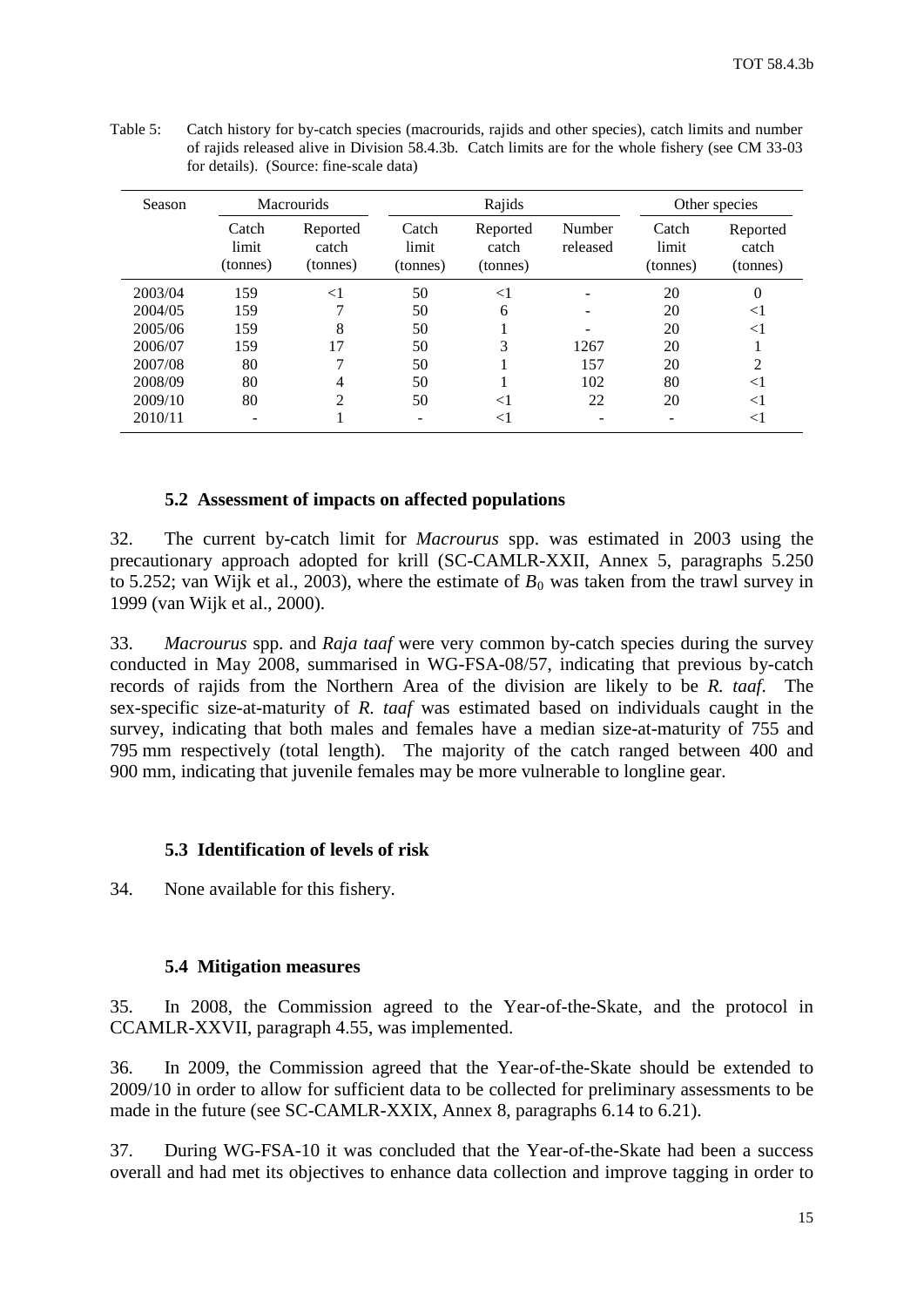Table 5: Catch history for by-catch species (macrourids, rajids and other species), catch limits and number of rajids released alive in Division 58.4.3b. Catch limits are for the whole fishery (see CM 33-03 for details). (Source: fine-scale data)

| Season | Macrourids | | Rajids | | | Other species | |
|---|---|---|---|---|---|---|---|
| | Catch limit (tonnes) | Reported catch (tonnes) | Catch limit (tonnes) | Reported catch (tonnes) | Number released | Catch limit (tonnes) | Reported catch (tonnes) |
| 2003/04 | 159 | <1 | 50 | <1 | - | 20 | 0 |
| 2004/05 | 159 | 7 | 50 | 6 | - | 20 | <1 |
| 2005/06 | 159 | 8 | 50 | 1 | - | 20 | <1 |
| 2006/07 | 159 | 17 | 50 | 3 | 1267 | 20 | 1 |
| 2007/08 | 80 | 7 | 50 | 1 | 157 | 20 | 2 |
| 2008/09 | 80 | 4 | 50 | 1 | 102 | 80 | <1 |
| 2009/10 | 80 | 2 | 50 | <1 | 22 | 20 | <1 |
| 2010/11 | - | 1 | - | <1 | - | - | <1 |

### 5.2 Assessment of impacts on affected populations

32. The current by-catch limit for *Macrourus* spp. was estimated in 2003 using the precautionary approach adopted for krill (SC-CAMLR-XXII, Annex 5, paragraphs 5.250 to 5.252; van Wijk et al., 2003), where the estimate of $B_0$ was taken from the trawl survey in 1999 (van Wijk et al., 2000).

33. *Macrourus* spp. and *Raja taaf* were very common by-catch species during the survey conducted in May 2008, summarised in WG-FSA-08/57, indicating that previous by-catch records of rajids from the Northern Area of the division are likely to be *R. taaf*. The sex-specific size-at-maturity of *R. taaf* was estimated based on individuals caught in the survey, indicating that both males and females have a median size-at-maturity of 755 and 795 mm respectively (total length). The majority of the catch ranged between 400 and 900 mm, indicating that juvenile females may be more vulnerable to longline gear.

### 5.3 Identification of levels of risk

34. None available for this fishery.

### 5.4 Mitigation measures

35. In 2008, the Commission agreed to the Year-of-the-Skate, and the protocol in CCAMLR-XXVII, paragraph 4.55, was implemented.

36. In 2009, the Commission agreed that the Year-of-the-Skate should be extended to 2009/10 in order to allow for sufficient data to be collected for preliminary assessments to be made in the future (see SC-CAMLR-XXIX, Annex 8, paragraphs 6.14 to 6.21).

37. During WG-FSA-10 it was concluded that the Year-of-the-Skate had been a success overall and had met its objectives to enhance data collection and improve tagging in order to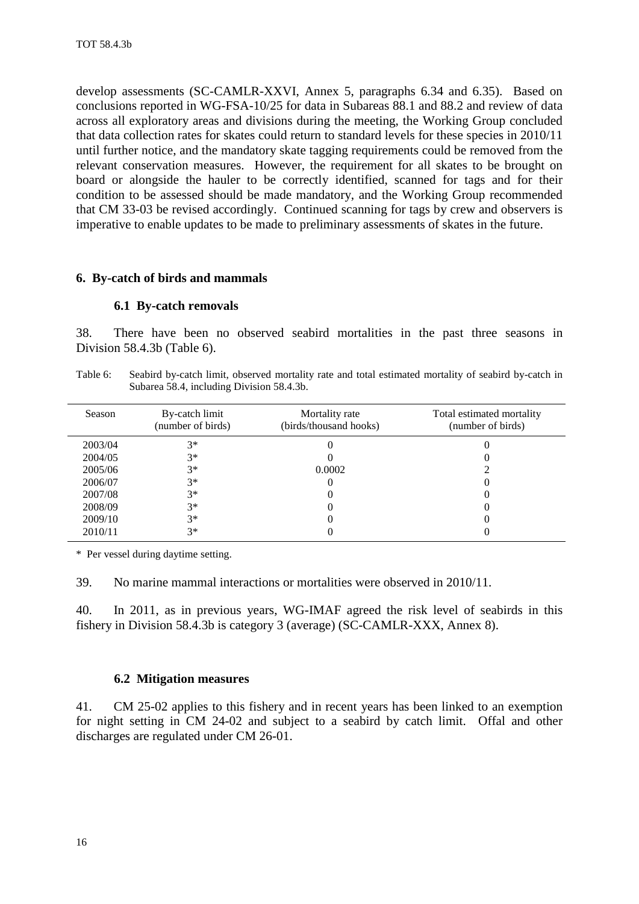develop assessments (SC-CAMLR-XXVI, Annex 5, paragraphs 6.34 and 6.35). Based on conclusions reported in WG-FSA-10/25 for data in Subareas 88.1 and 88.2 and review of data across all exploratory areas and divisions during the meeting, the Working Group concluded that data collection rates for skates could return to standard levels for these species in 2010/11 until further notice, and the mandatory skate tagging requirements could be removed from the relevant conservation measures. However, the requirement for all skates to be brought on board or alongside the hauler to be correctly identified, scanned for tags and for their condition to be assessed should be made mandatory, and the Working Group recommended that CM 33-03 be revised accordingly. Continued scanning for tags by crew and observers is imperative to enable updates to be made to preliminary assessments of skates in the future.

## 6. By-catch of birds and mammals

### 6.1 By-catch removals

38. There have been no observed seabird mortalities in the past three seasons in Division 58.4.3b (Table 6).

Table 6: Seabird by-catch limit, observed mortality rate and total estimated mortality of seabird by-catch in Subarea 58.4, including Division 58.4.3b.

| Season | By-catch limit (number of birds) | Mortality rate (birds/thousand hooks) | Total estimated mortality (number of birds) |
|---|---|---|---|
| 2003/04 | 3* | 0 | 0 |
| 2004/05 | 3* | 0 | 0 |
| 2005/06 | 3* | 0.0002 | 2 |
| 2006/07 | 3* | 0 | 0 |
| 2007/08 | 3* | 0 | 0 |
| 2008/09 | 3* | 0 | 0 |
| 2009/10 | 3* | 0 | 0 |
| 2010/11 | 3* | 0 | 0 |

\* Per vessel during daytime setting.

39. No marine mammal interactions or mortalities were observed in 2010/11.

40. In 2011, as in previous years, WG-IMAF agreed the risk level of seabirds in this fishery in Division 58.4.3b is category 3 (average) (SC-CAMLR-XXX, Annex 8).

### 6.2 Mitigation measures

41. CM 25-02 applies to this fishery and in recent years has been linked to an exemption for night setting in CM 24-02 and subject to a seabird by catch limit. Offal and other discharges are regulated under CM 26-01.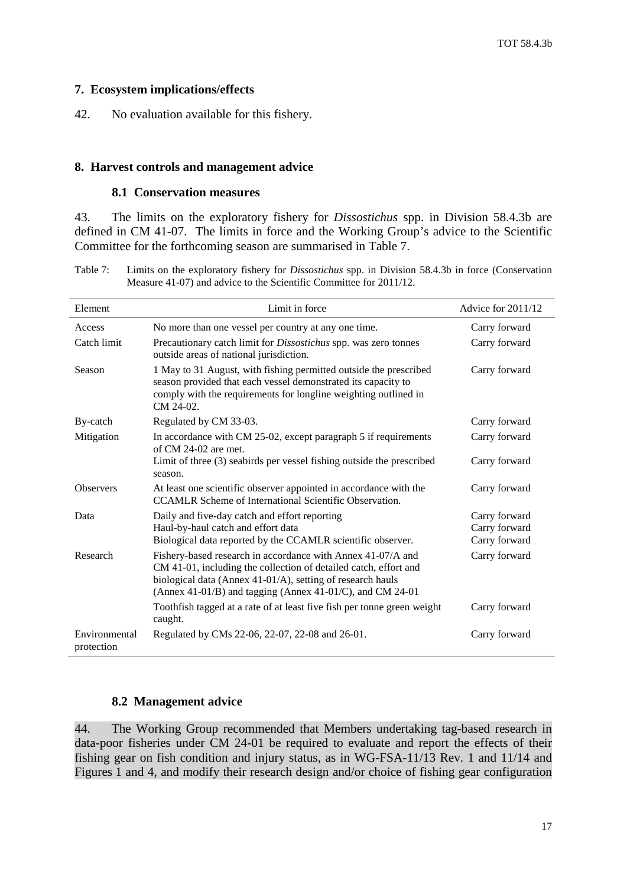## 7. Ecosystem implications/effects

42. No evaluation available for this fishery.

## 8. Harvest controls and management advice

### 8.1 Conservation measures

43. The limits on the exploratory fishery for *Dissostichus* spp. in Division 58.4.3b are defined in CM 41-07. The limits in force and the Working Group's advice to the Scientific Committee for the forthcoming season are summarised in Table 7.

Table 7: Limits on the exploratory fishery for *Dissostichus* spp. in Division 58.4.3b in force (Conservation Measure 41-07) and advice to the Scientific Committee for 2011/12.

| Element | Limit in force | Advice for 2011/12 |
|---|---|---|
| Access | No more than one vessel per country at any one time. | Carry forward |
| Catch limit | Precautionary catch limit for *Dissostichus* spp. was zero tonnes outside areas of national jurisdiction. | Carry forward |
| Season | 1 May to 31 August, with fishing permitted outside the prescribed season provided that each vessel demonstrated its capacity to comply with the requirements for longline weighting outlined in CM 24-02. | Carry forward |
| By-catch | Regulated by CM 33-03. | Carry forward |
| Mitigation | In accordance with CM 25-02, except paragraph 5 if requirements of CM 24-02 are met. | Carry forward |
| | Limit of three (3) seabirds per vessel fishing outside the prescribed season. | Carry forward |
| Observers | At least one scientific observer appointed in accordance with the CCAMLR Scheme of International Scientific Observation. | Carry forward |
| Data | Daily and five-day catch and effort reporting<br>Haul-by-haul catch and effort data<br>Biological data reported by the CCAMLR scientific observer. | Carry forward<br>Carry forward<br>Carry forward |
| Research | Fishery-based research in accordance with Annex 41-07/A and CM 41-01, including the collection of detailed catch, effort and biological data (Annex 41-01/A), setting of research hauls (Annex 41-01/B) and tagging (Annex 41-01/C), and CM 24-01 | Carry forward |
| | Toothfish tagged at a rate of at least five fish per tonne green weight caught. | Carry forward |
| Environmental protection | Regulated by CMs 22-06, 22-07, 22-08 and 26-01. | Carry forward |

### 8.2 Management advice

44. The Working Group recommended that Members undertaking tag-based research in data-poor fisheries under CM 24-01 be required to evaluate and report the effects of their fishing gear on fish condition and injury status, as in WG-FSA-11/13 Rev. 1 and 11/14 and Figures 1 and 4, and modify their research design and/or choice of fishing gear configuration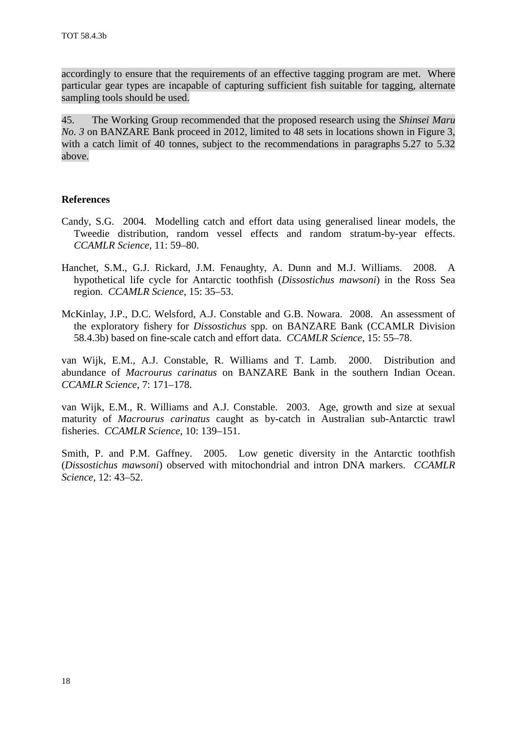accordingly to ensure that the requirements of an effective tagging program are met. Where particular gear types are incapable of capturing sufficient fish suitable for tagging, alternate sampling tools should be used.

45. The Working Group recommended that the proposed research using the *Shinsei Maru No. 3* on BANZARE Bank proceed in 2012, limited to 48 sets in locations shown in Figure 3, with a catch limit of 40 tonnes, subject to the recommendations in paragraphs 5.27 to 5.32 above.

**References**

Candy, S.G. 2004. Modelling catch and effort data using generalised linear models, the Tweedie distribution, random vessel effects and random stratum-by-year effects. *CCAMLR Science*, 11: 59–80.

Hanchet, S.M., G.J. Rickard, J.M. Fenaughty, A. Dunn and M.J. Williams. 2008. A hypothetical life cycle for Antarctic toothfish (*Dissostichus mawsoni*) in the Ross Sea region. *CCAMLR Science*, 15: 35–53.

McKinlay, J.P., D.C. Welsford, A.J. Constable and G.B. Nowara. 2008. An assessment of the exploratory fishery for *Dissostichus* spp. on BANZARE Bank (CCAMLR Division 58.4.3b) based on fine-scale catch and effort data. *CCAMLR Science*, 15: 55–78.

van Wijk, E.M., A.J. Constable, R. Williams and T. Lamb. 2000. Distribution and abundance of *Macrourus carinatus* on BANZARE Bank in the southern Indian Ocean. *CCAMLR Science*, 7: 171–178.

van Wijk, E.M., R. Williams and A.J. Constable. 2003. Age, growth and size at sexual maturity of *Macrourus carinatus* caught as by-catch in Australian sub-Antarctic trawl fisheries. *CCAMLR Science*, 10: 139–151.

Smith, P. and P.M. Gaffney. 2005. Low genetic diversity in the Antarctic toothfish (*Dissostichus mawsoni*) observed with mitochondrial and intron DNA markers. *CCAMLR Science*, 12: 43–52.